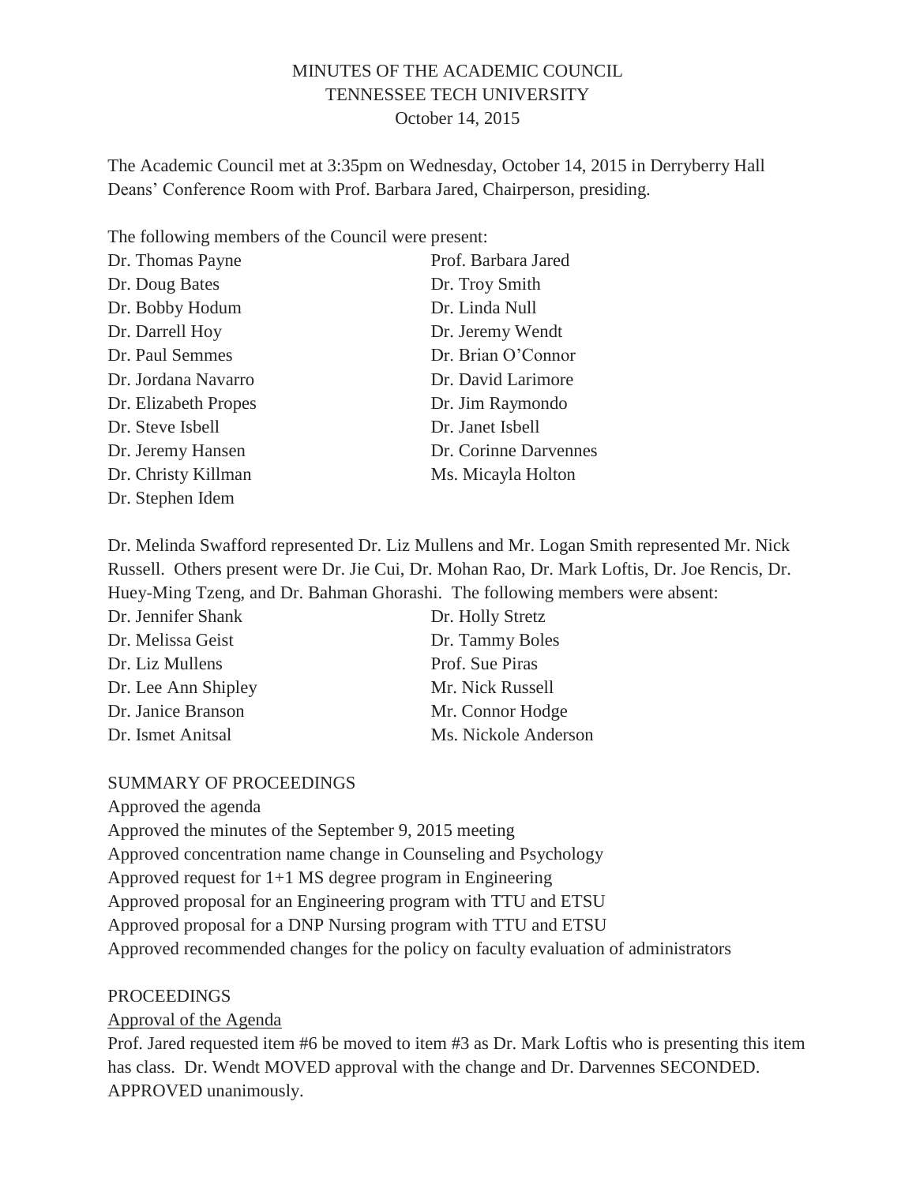# MINUTES OF THE ACADEMIC COUNCIL
## TENNESSEE TECH UNIVERSITY
### October 14, 2015

The Academic Council met at 3:35pm on Wednesday, October 14, 2015 in Derryberry Hall Deans' Conference Room with Prof. Barbara Jared, Chairperson, presiding.

The following members of the Council were present:

| | |
|---|---|
| Dr. Thomas Payne | Prof. Barbara Jared |
| Dr. Doug Bates | Dr. Troy Smith |
| Dr. Bobby Hodum | Dr. Linda Null |
| Dr. Darrell Hoy | Dr. Jeremy Wendt |
| Dr. Paul Semmes | Dr. Brian O'Connor |
| Dr. Jordana Navarro | Dr. David Larimore |
| Dr. Elizabeth Propes | Dr. Jim Raymondo |
| Dr. Steve Isbell | Dr. Janet Isbell |
| Dr. Jeremy Hansen | Dr. Corinne Darvennes |
| Dr. Christy Killman | Ms. Micayla Holton |
| Dr. Stephen Idem | |

Dr. Melinda Swafford represented Dr. Liz Mullens and Mr. Logan Smith represented Mr. Nick Russell. Others present were Dr. Jie Cui, Dr. Mohan Rao, Dr. Mark Loftis, Dr. Joe Rencis, Dr. Huey-Ming Tzeng, and Dr. Bahman Ghorashi. The following members were absent:

| | |
|---|---|
| Dr. Jennifer Shank | Dr. Holly Stretz |
| Dr. Melissa Geist | Dr. Tammy Boles |
| Dr. Liz Mullens | Prof. Sue Piras |
| Dr. Lee Ann Shipley | Mr. Nick Russell |
| Dr. Janice Branson | Mr. Connor Hodge |
| Dr. Ismet Anitsal | Ms. Nickole Anderson |

## SUMMARY OF PROCEEDINGS

Approved the agenda
Approved the minutes of the September 9, 2015 meeting
Approved concentration name change in Counseling and Psychology
Approved request for 1+1 MS degree program in Engineering
Approved proposal for an Engineering program with TTU and ETSU
Approved proposal for a DNP Nursing program with TTU and ETSU
Approved recommended changes for the policy on faculty evaluation of administrators

## PROCEEDINGS

<u>Approval of the Agenda</u>

Prof. Jared requested item #6 be moved to item #3 as Dr. Mark Loftis who is presenting this item has class. Dr. Wendt MOVED approval with the change and Dr. Darvennes SECONDED. APPROVED unanimously.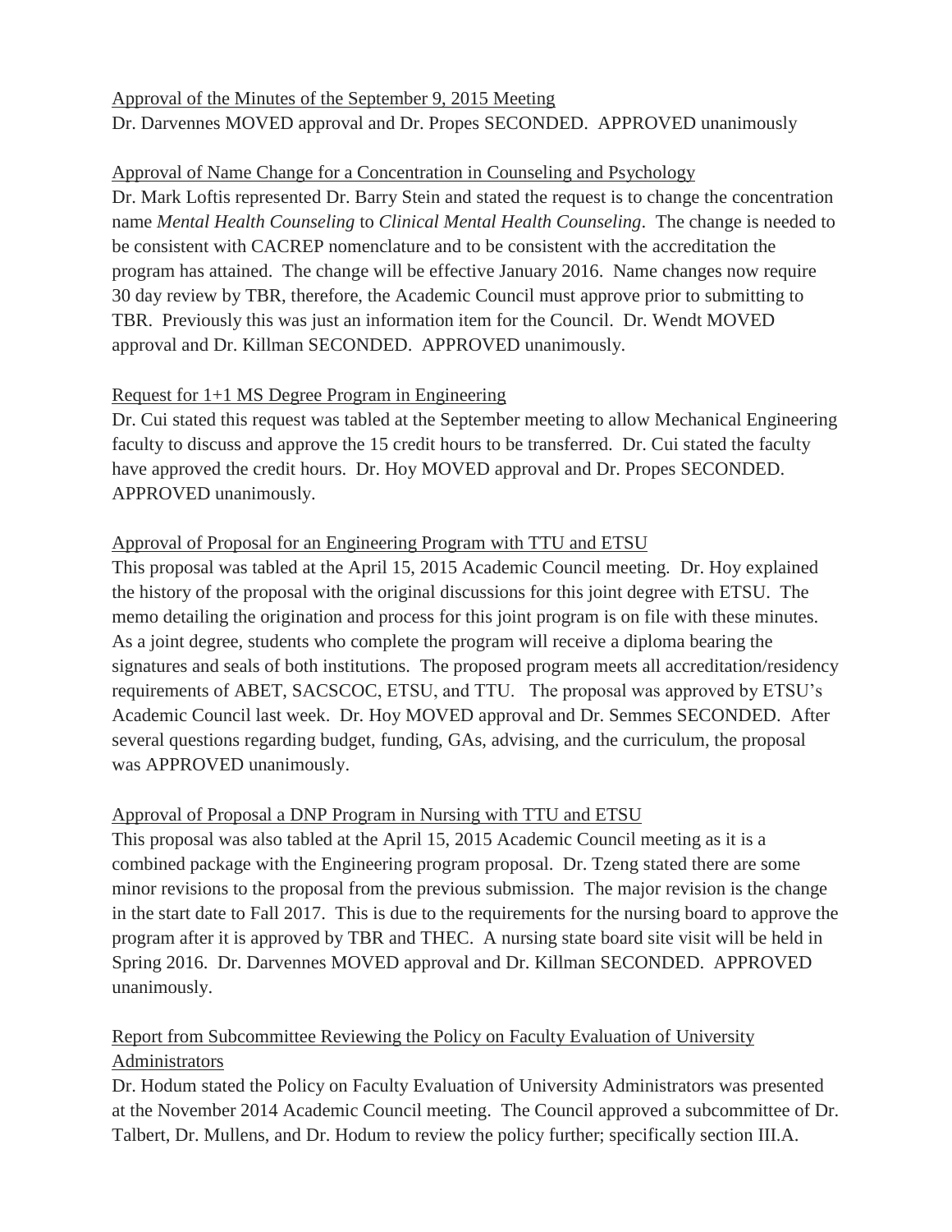Approval of the Minutes of the September 9, 2015 Meeting

Dr. Darvennes MOVED approval and Dr. Propes SECONDED. APPROVED unanimously

Approval of Name Change for a Concentration in Counseling and Psychology

Dr. Mark Loftis represented Dr. Barry Stein and stated the request is to change the concentration name *Mental Health Counseling* to *Clinical Mental Health Counseling*. The change is needed to be consistent with CACREP nomenclature and to be consistent with the accreditation the program has attained. The change will be effective January 2016. Name changes now require 30 day review by TBR, therefore, the Academic Council must approve prior to submitting to TBR. Previously this was just an information item for the Council. Dr. Wendt MOVED approval and Dr. Killman SECONDED. APPROVED unanimously.

Request for 1+1 MS Degree Program in Engineering

Dr. Cui stated this request was tabled at the September meeting to allow Mechanical Engineering faculty to discuss and approve the 15 credit hours to be transferred. Dr. Cui stated the faculty have approved the credit hours. Dr. Hoy MOVED approval and Dr. Propes SECONDED. APPROVED unanimously.

Approval of Proposal for an Engineering Program with TTU and ETSU

This proposal was tabled at the April 15, 2015 Academic Council meeting. Dr. Hoy explained the history of the proposal with the original discussions for this joint degree with ETSU. The memo detailing the origination and process for this joint program is on file with these minutes. As a joint degree, students who complete the program will receive a diploma bearing the signatures and seals of both institutions. The proposed program meets all accreditation/residency requirements of ABET, SACSCOC, ETSU, and TTU. The proposal was approved by ETSU's Academic Council last week. Dr. Hoy MOVED approval and Dr. Semmes SECONDED. After several questions regarding budget, funding, GAs, advising, and the curriculum, the proposal was APPROVED unanimously.

Approval of Proposal a DNP Program in Nursing with TTU and ETSU

This proposal was also tabled at the April 15, 2015 Academic Council meeting as it is a combined package with the Engineering program proposal. Dr. Tzeng stated there are some minor revisions to the proposal from the previous submission. The major revision is the change in the start date to Fall 2017. This is due to the requirements for the nursing board to approve the program after it is approved by TBR and THEC. A nursing state board site visit will be held in Spring 2016. Dr. Darvennes MOVED approval and Dr. Killman SECONDED. APPROVED unanimously.

Report from Subcommittee Reviewing the Policy on Faculty Evaluation of University Administrators

Dr. Hodum stated the Policy on Faculty Evaluation of University Administrators was presented at the November 2014 Academic Council meeting. The Council approved a subcommittee of Dr. Talbert, Dr. Mullens, and Dr. Hodum to review the policy further; specifically section III.A.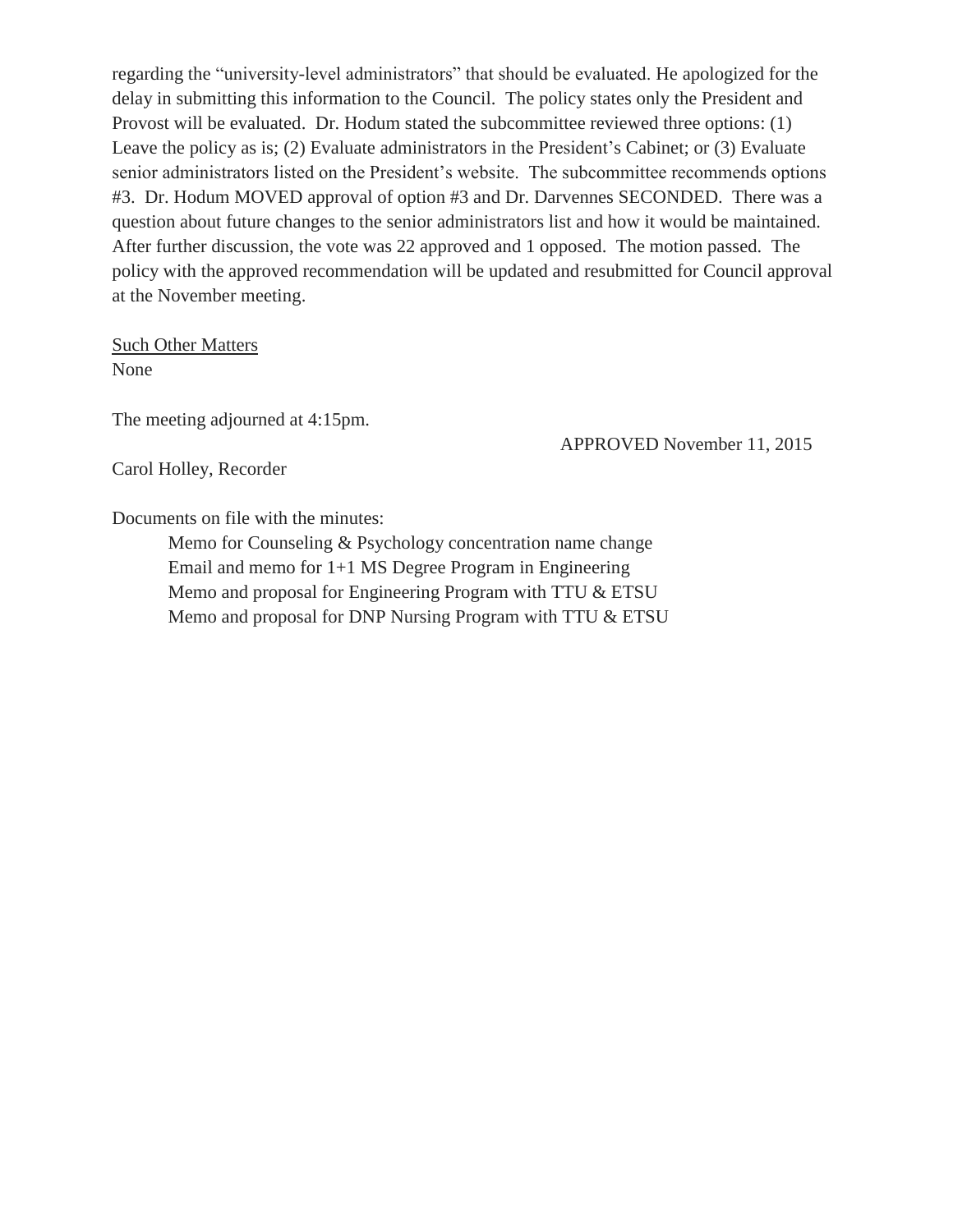regarding the "university-level administrators" that should be evaluated. He apologized for the delay in submitting this information to the Council. The policy states only the President and Provost will be evaluated. Dr. Hodum stated the subcommittee reviewed three options: (1) Leave the policy as is; (2) Evaluate administrators in the President's Cabinet; or (3) Evaluate senior administrators listed on the President's website. The subcommittee recommends options #3. Dr. Hodum MOVED approval of option #3 and Dr. Darvennes SECONDED. There was a question about future changes to the senior administrators list and how it would be maintained. After further discussion, the vote was 22 approved and 1 opposed. The motion passed. The policy with the approved recommendation will be updated and resubmitted for Council approval at the November meeting.

<u>Such Other Matters</u>
None

The meeting adjourned at 4:15pm.

APPROVED November 11, 2015

Carol Holley, Recorder

Documents on file with the minutes:

- Memo for Counseling & Psychology concentration name change
- Email and memo for 1+1 MS Degree Program in Engineering
- Memo and proposal for Engineering Program with TTU & ETSU
- Memo and proposal for DNP Nursing Program with TTU & ETSU